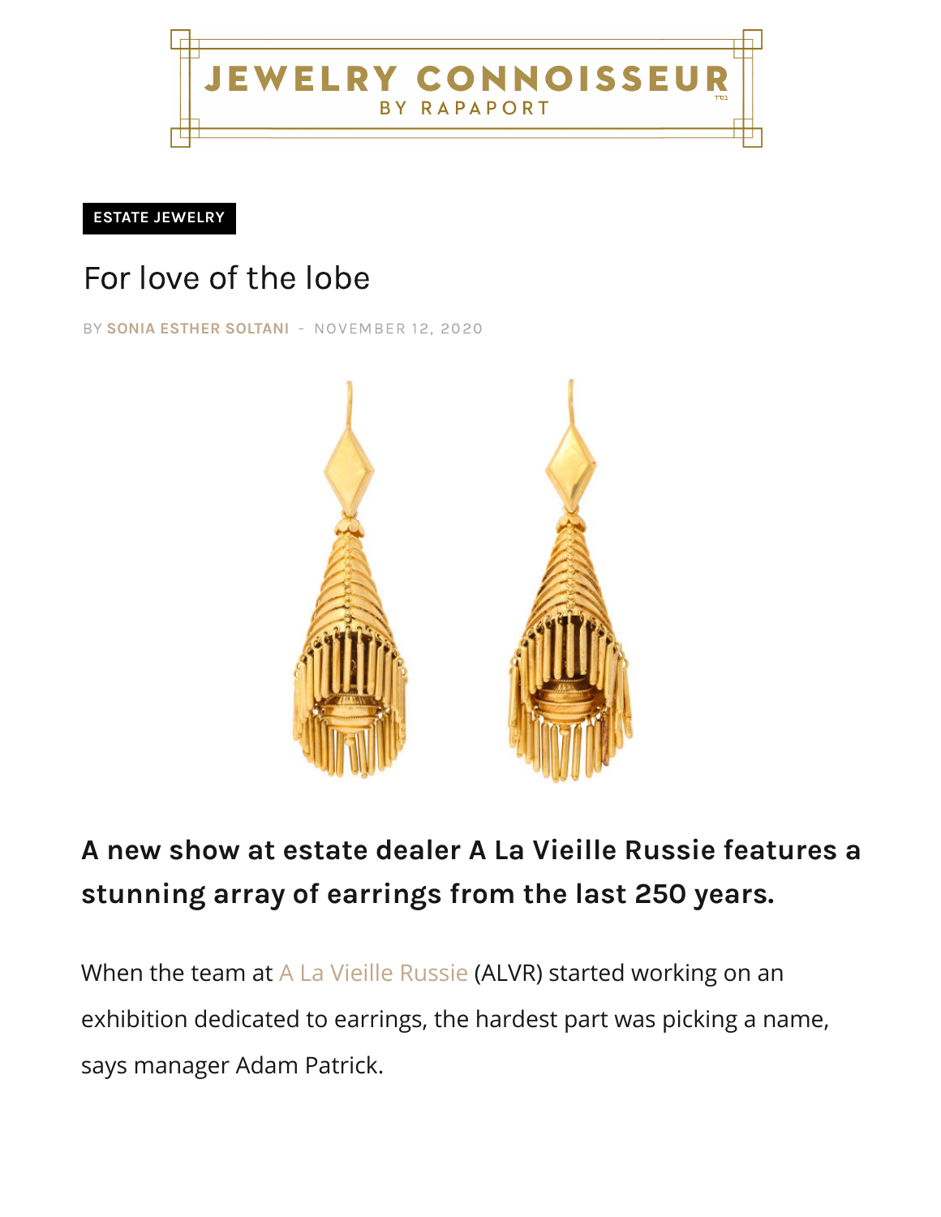JEWELRY CONNOISSEUR BY RAPAPORT

ESTATE JEWELRY

# For love of the lobe

BY SONIA ESTHER SOLTANI - NOVEMBER 12, 2020

## A new show at estate dealer A La Vieille Russie features a stunning array of earrings from the last 250 years.

When the team at A La Vieille Russie (ALVR) started working on an exhibition dedicated to earrings, the hardest part was picking a name, says manager Adam Patrick.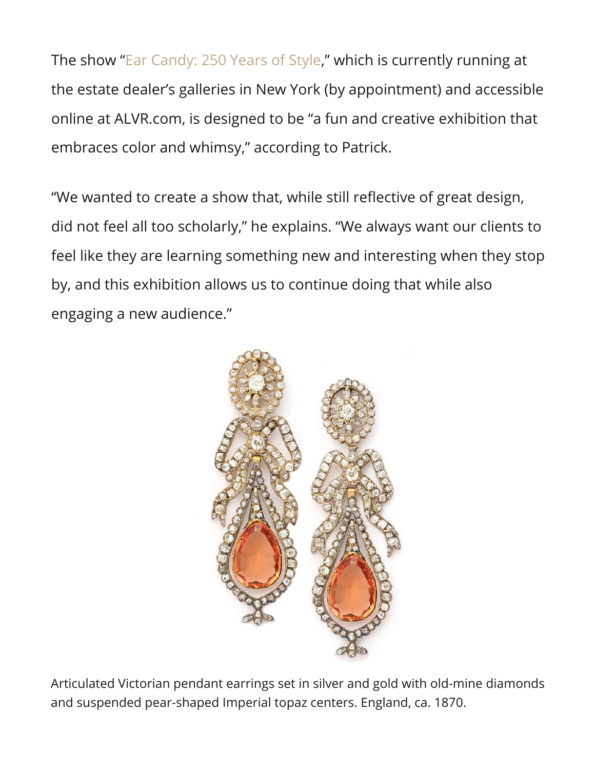The show "Ear Candy: 250 Years of Style," which is currently running at the estate dealer's galleries in New York (by appointment) and accessible online at ALVR.com, is designed to be "a fun and creative exhibition that embraces color and whimsy," according to Patrick.

"We wanted to create a show that, while still reflective of great design, did not feel all too scholarly," he explains. "We always want our clients to feel like they are learning something new and interesting when they stop by, and this exhibition allows us to continue doing that while also engaging a new audience."

Articulated Victorian pendant earrings set in silver and gold with old-mine diamonds and suspended pear-shaped Imperial topaz centers. England, ca. 1870.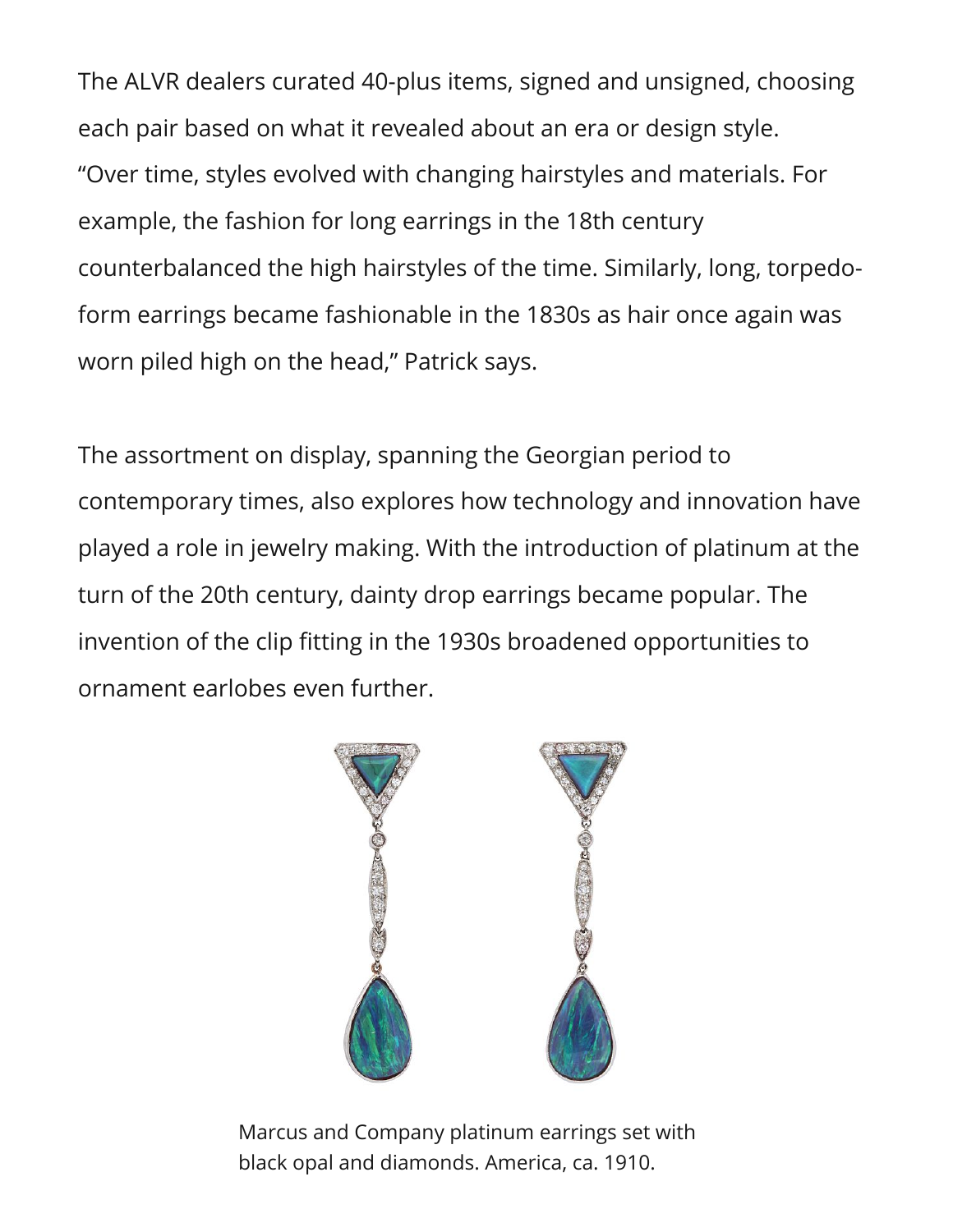The ALVR dealers curated 40-plus items, signed and unsigned, choosing each pair based on what it revealed about an era or design style. "Over time, styles evolved with changing hairstyles and materials. For example, the fashion for long earrings in the 18th century counterbalanced the high hairstyles of the time. Similarly, long, torpedo-form earrings became fashionable in the 1830s as hair once again was worn piled high on the head," Patrick says.

The assortment on display, spanning the Georgian period to contemporary times, also explores how technology and innovation have played a role in jewelry making. With the introduction of platinum at the turn of the 20th century, dainty drop earrings became popular. The invention of the clip fitting in the 1930s broadened opportunities to ornament earlobes even further.

Marcus and Company platinum earrings set with black opal and diamonds. America, ca. 1910.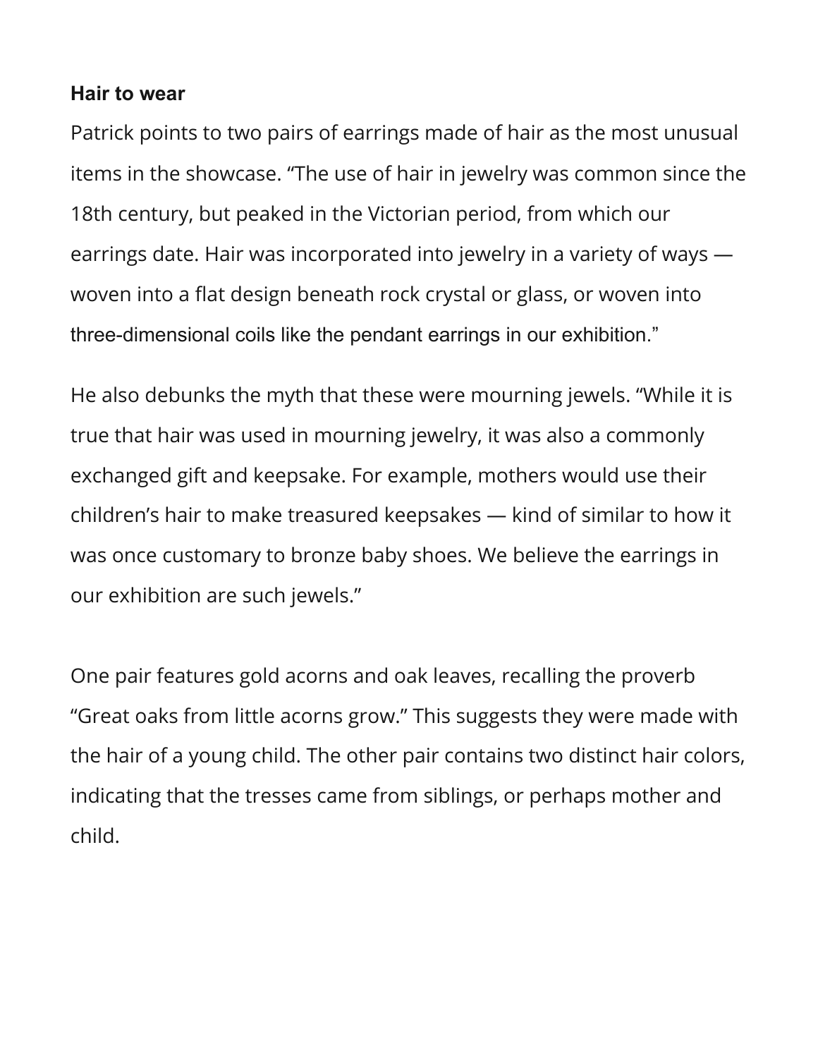### Hair to wear

Patrick points to two pairs of earrings made of hair as the most unusual items in the showcase. "The use of hair in jewelry was common since the 18th century, but peaked in the Victorian period, from which our earrings date. Hair was incorporated into jewelry in a variety of ways — woven into a flat design beneath rock crystal or glass, or woven into three-dimensional coils like the pendant earrings in our exhibition."

He also debunks the myth that these were mourning jewels. "While it is true that hair was used in mourning jewelry, it was also a commonly exchanged gift and keepsake. For example, mothers would use their children's hair to make treasured keepsakes — kind of similar to how it was once customary to bronze baby shoes. We believe the earrings in our exhibition are such jewels."

One pair features gold acorns and oak leaves, recalling the proverb "Great oaks from little acorns grow." This suggests they were made with the hair of a young child. The other pair contains two distinct hair colors, indicating that the tresses came from siblings, or perhaps mother and child.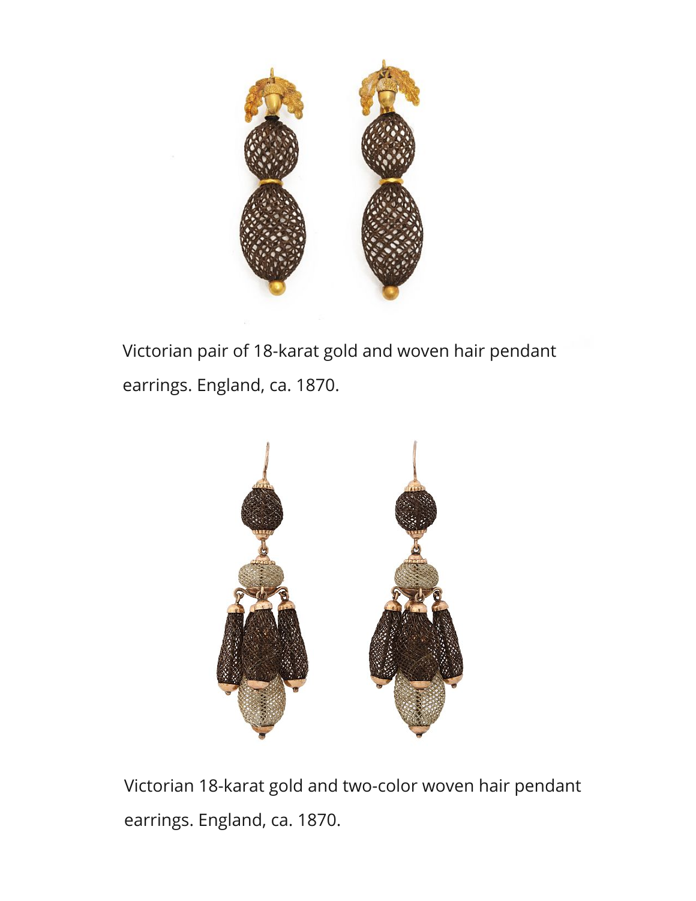Victorian pair of 18-karat gold and woven hair pendant earrings. England, ca. 1870.

Victorian 18-karat gold and two-color woven hair pendant earrings. England, ca. 1870.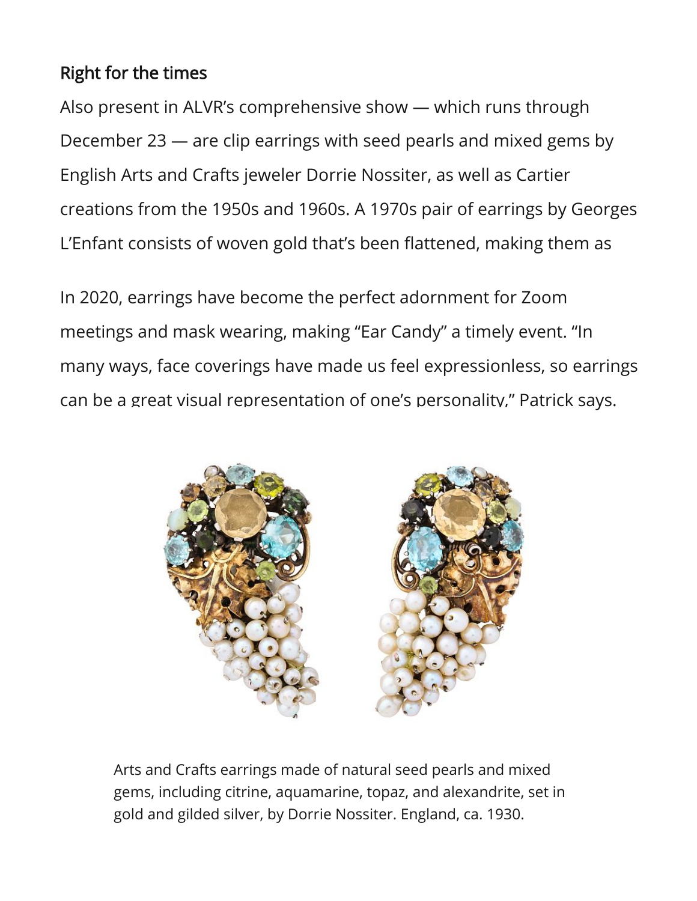## Right for the times

Also present in ALVR's comprehensive show — which runs through December 23 — are clip earrings with seed pearls and mixed gems by English Arts and Crafts jeweler Dorrie Nossiter, as well as Cartier creations from the 1950s and 1960s. A 1970s pair of earrings by Georges L'Enfant consists of woven gold that's been flattened, making them as

In 2020, earrings have become the perfect adornment for Zoom meetings and mask wearing, making "Ear Candy" a timely event. "In many ways, face coverings have made us feel expressionless, so earrings can be a great visual representation of one's personality," Patrick says.

Arts and Crafts earrings made of natural seed pearls and mixed gems, including citrine, aquamarine, topaz, and alexandrite, set in gold and gilded silver, by Dorrie Nossiter. England, ca. 1930.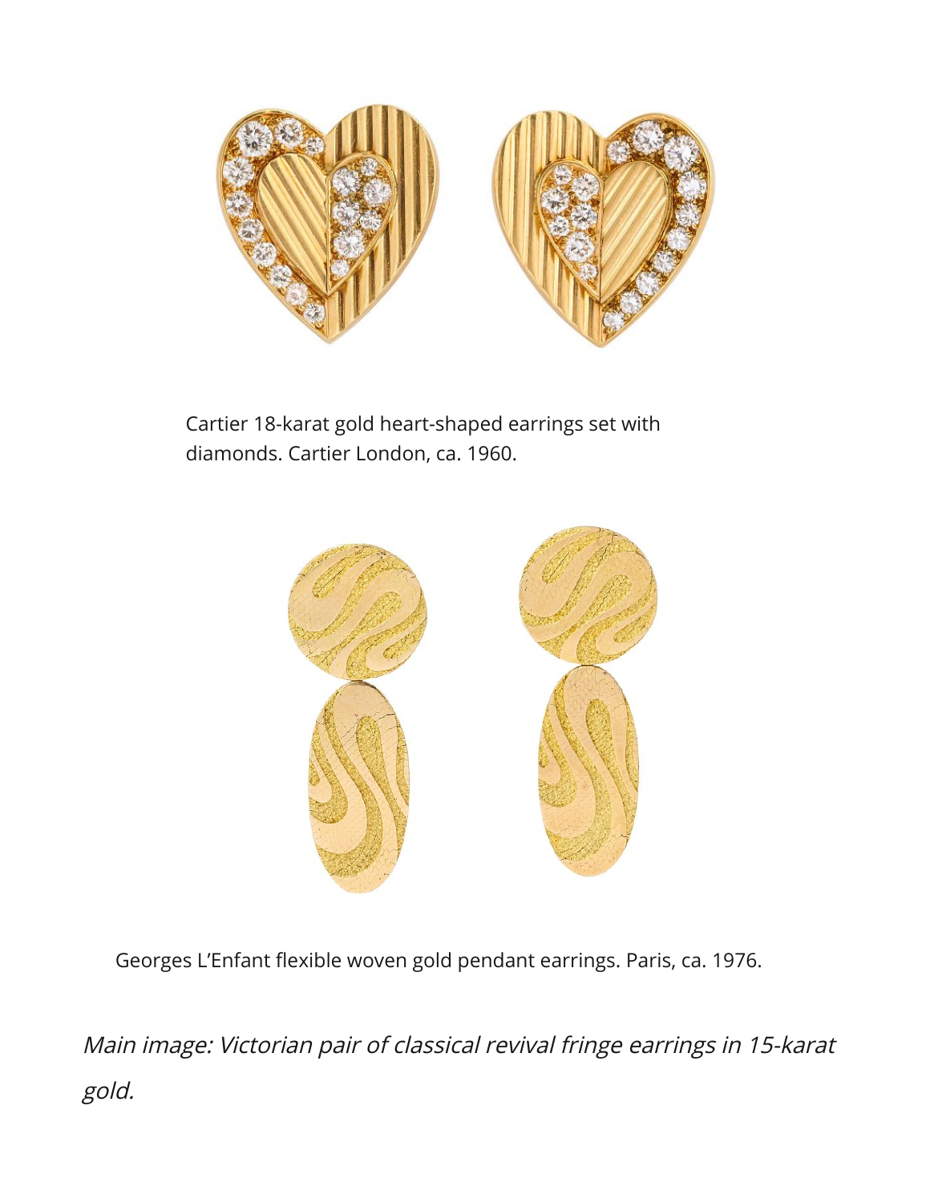Cartier 18-karat gold heart-shaped earrings set with diamonds. Cartier London, ca. 1960.

Georges L'Enfant flexible woven gold pendant earrings. Paris, ca. 1976.

*Main image: Victorian pair of classical revival fringe earrings in 15-karat gold.*